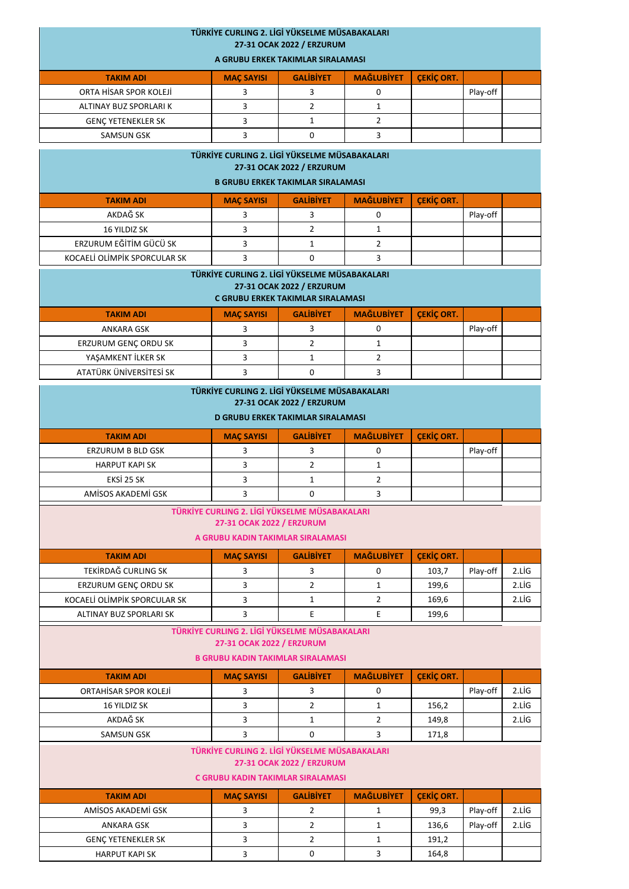## TÜRKİYE CURLING 2. LİGİ YÜKSELME MÜSABAKALARI
### 27-31 OCAK 2022 / ERZURUM
### A GRUBU ERKEK TAKIMLAR SIRALAMASI

| TAKIM ADI | MAÇ SAYISI | GALİBİYET | MAĞLUBİYET | ÇEKİÇ ORT. | | |
|---|---|---|---|---|---|---|
| ORTA HİSAR SPOR KOLEJİ | 3 | 3 | 0 | | Play-off | |
| ALTINAY BUZ SPORLARI K | 3 | 2 | 1 | | | |
| GENÇ YETENEKLER SK | 3 | 1 | 2 | | | |
| SAMSUN GSK | 3 | 0 | 3 | | | |

## TÜRKİYE CURLING 2. LİGİ YÜKSELME MÜSABAKALARI
### 27-31 OCAK 2022 / ERZURUM
### B GRUBU ERKEK TAKIMLAR SIRALAMASI

| TAKIM ADI | MAÇ SAYISI | GALİBİYET | MAĞLUBİYET | ÇEKİÇ ORT. | | |
|---|---|---|---|---|---|---|
| AKDAĞ SK | 3 | 3 | 0 | | Play-off | |
| 16 YILDIZ SK | 3 | 2 | 1 | | | |
| ERZURUM EĞİTİM GÜCÜ SK | 3 | 1 | 2 | | | |
| KOCAELİ OLİMPİK SPORCULAR SK | 3 | 0 | 3 | | | |

## TÜRKİYE CURLING 2. LİGİ YÜKSELME MÜSABAKALARI
### 27-31 OCAK 2022 / ERZURUM
### C GRUBU ERKEK TAKIMLAR SIRALAMASI

| TAKIM ADI | MAÇ SAYISI | GALİBİYET | MAĞLUBİYET | ÇEKİÇ ORT. | | |
|---|---|---|---|---|---|---|
| ANKARA GSK | 3 | 3 | 0 | | Play-off | |
| ERZURUM GENÇ ORDU SK | 3 | 2 | 1 | | | |
| YAŞAMKENT İLKER SK | 3 | 1 | 2 | | | |
| ATATÜRK ÜNİVERSİTESİ SK | 3 | 0 | 3 | | | |

## TÜRKİYE CURLING 2. LİGİ YÜKSELME MÜSABAKALARI
### 27-31 OCAK 2022 / ERZURUM
### D GRUBU ERKEK TAKIMLAR SIRALAMASI

| TAKIM ADI | MAÇ SAYISI | GALİBİYET | MAĞLUBİYET | ÇEKİÇ ORT. | | |
|---|---|---|---|---|---|---|
| ERZURUM B BLD GSK | 3 | 3 | 0 | | Play-off | |
| HARPUT KAPI SK | 3 | 2 | 1 | | | |
| EKSİ 25 SK | 3 | 1 | 2 | | | |
| AMİSOS AKADEMİ GSK | 3 | 0 | 3 | | | |

## TÜRKİYE CURLING 2. LİGİ YÜKSELME MÜSABAKALARI
### 27-31 OCAK 2022 / ERZURUM
### A GRUBU KADIN TAKIMLAR SIRALAMASI

| TAKIM ADI | MAÇ SAYISI | GALİBİYET | MAĞLUBİYET | ÇEKİÇ ORT. | | |
|---|---|---|---|---|---|---|
| TEKİRDAĞ CURLING SK | 3 | 3 | 0 | 103,7 | Play-off | 2.LİG |
| ERZURUM GENÇ ORDU SK | 3 | 2 | 1 | 199,6 | | 2.LİG |
| KOCAELİ OLİMPİK SPORCULAR SK | 3 | 1 | 2 | 169,6 | | 2.LİG |
| ALTINAY BUZ SPORLARI SK | 3 | E | E | 199,6 | | |

## TÜRKİYE CURLING 2. LİGİ YÜKSELME MÜSABAKALARI
### 27-31 OCAK 2022 / ERZURUM
### B GRUBU KADIN TAKIMLAR SIRALAMASI

| TAKIM ADI | MAÇ SAYISI | GALİBİYET | MAĞLUBİYET | ÇEKİÇ ORT. | | |
|---|---|---|---|---|---|---|
| ORTAHİSAR SPOR KOLEJİ | 3 | 3 | 0 | | Play-off | 2.LİG |
| 16 YILDIZ SK | 3 | 2 | 1 | 156,2 | | 2.LİG |
| AKDAĞ SK | 3 | 1 | 2 | 149,8 | | 2.LİG |
| SAMSUN GSK | 3 | 0 | 3 | 171,8 | | |

## TÜRKİYE CURLING 2. LİGİ YÜKSELME MÜSABAKALARI
### 27-31 OCAK 2022 / ERZURUM
### C GRUBU KADIN TAKIMLAR SIRALAMASI

| TAKIM ADI | MAÇ SAYISI | GALİBİYET | MAĞLUBİYET | ÇEKİÇ ORT. | | |
|---|---|---|---|---|---|---|
| AMİSOS AKADEMİ GSK | 3 | 2 | 1 | 99,3 | Play-off | 2.LİG |
| ANKARA GSK | 3 | 2 | 1 | 136,6 | Play-off | 2.LİG |
| GENÇ YETENEKLER SK | 3 | 2 | 1 | 191,2 | | |
| HARPUT KAPI SK | 3 | 0 | 3 | 164,8 | | |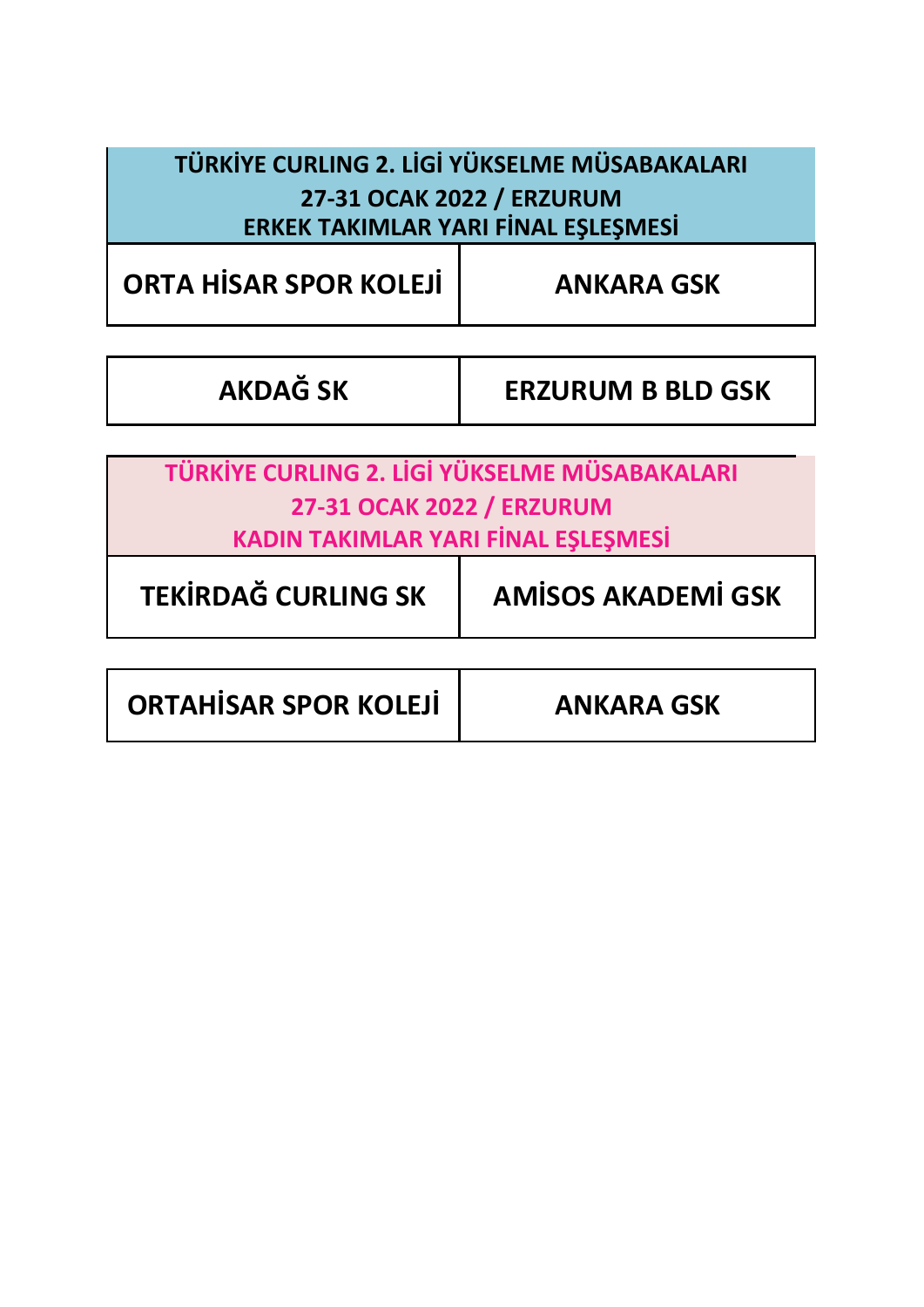## TÜRKİYE CURLING 2. LİGİ YÜKSELME MÜSABAKALARI
## 27-31 OCAK 2022 / ERZURUM
### ERKEK TAKIMLAR YARI FİNAL EŞLEŞMESİ

| | |
|---|---|
| **ORTA HİSAR SPOR KOLEJİ** | **ANKARA GSK** |

| | |
|---|---|
| **AKDAĞ SK** | **ERZURUM B BLD GSK** |

## TÜRKİYE CURLING 2. LİGİ YÜKSELME MÜSABAKALARI
## 27-31 OCAK 2022 / ERZURUM
### KADIN TAKIMLAR YARI FİNAL EŞLEŞMESİ

| | |
|---|---|
| **TEKİRDAĞ CURLING SK** | **AMİSOS AKADEMİ GSK** |

| | |
|---|---|
| **ORTAHİSAR SPOR KOLEJİ** | **ANKARA GSK** |